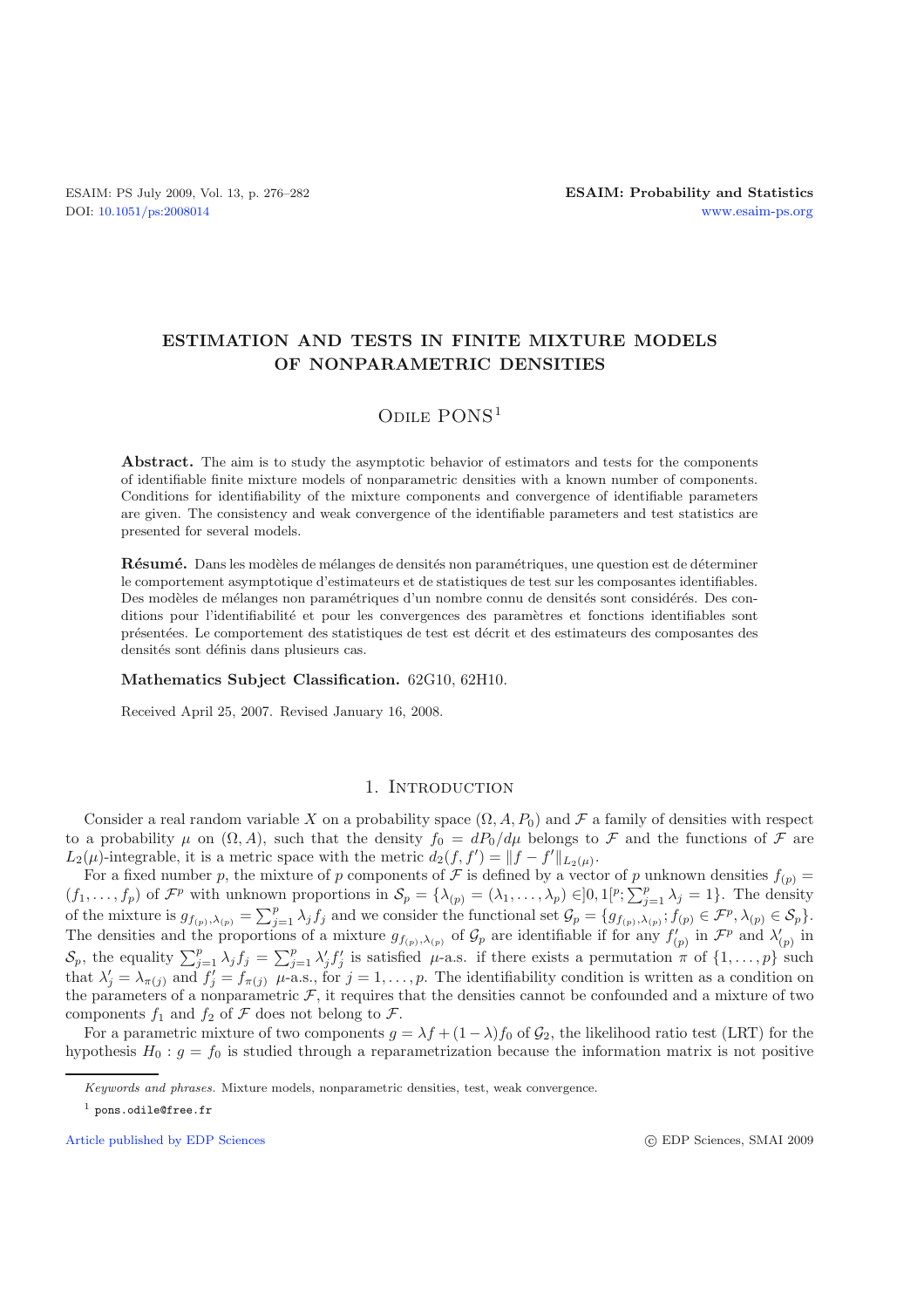# ESTIMATION AND TESTS IN FINITE MIXTURE MODELS OF NONPARAMETRIC DENSITIES

Odile Pons[1]

**Abstract.** The aim is to study the asymptotic behavior of estimators and tests for the components of identifiable finite mixture models of nonparametric densities with a known number of components. Conditions for identifiability of the mixture components and convergence of identifiable parameters are given. The consistency and weak convergence of the identifiable parameters and test statistics are presented for several models.

**Résumé.** Dans les modèles de mélanges de densités non paramétriques, une question est de déterminer le comportement asymptotique d'estimateurs et de statistiques de test sur les composantes identifiables. Des modèles de mélanges non paramétriques d'un nombre connu de densités sont considérés. Des conditions pour l'identifiabilité et pour les convergences des paramètres et fonctions identifiables sont présentées. Le comportement des statistiques de test est décrit et des estimateurs des composantes des densités sont définis dans plusieurs cas.

**Mathematics Subject Classification.** 62G10, 62H10.

Received April 25, 2007. Revised January 16, 2008.

## 1. Introduction

Consider a real random variable $X$ on a probability space $(\Omega, A, P_0)$ and $\mathcal{F}$ a family of densities with respect to a probability $\mu$ on $(\Omega, A)$, such that the density $f_0 = dP_0/d\mu$ belongs to $\mathcal{F}$ and the functions of $\mathcal{F}$ are $L_2(\mu)$-integrable, it is a metric space with the metric $d_2(f, f') = \|f - f'\|_{L_2(\mu)}$.

For a fixed number $p$, the mixture of $p$ components of $\mathcal{F}$ is defined by a vector of $p$ unknown densities $f_{(p)} = (f_1, \ldots, f_p)$ of $\mathcal{F}^p$ with unknown proportions in $\mathcal{S}_p = \{\lambda_{(p)} = (\lambda_1, \ldots, \lambda_p) \in ]0,1[^p; \sum_{j=1}^p \lambda_j = 1\}$. The density of the mixture is $g_{f_{(p)},\lambda_{(p)}} = \sum_{j=1}^p \lambda_j f_j$ and we consider the functional set $\mathcal{G}_p = \{g_{f_{(p)},\lambda_{(p)}}; f_{(p)} \in \mathcal{F}^p, \lambda_{(p)} \in \mathcal{S}_p\}$. The densities and the proportions of a mixture $g_{f_{(p)},\lambda_{(p)}}$ of $\mathcal{G}_p$ are identifiable if for any $f'_{(p)}$ in $\mathcal{F}^p$ and $\lambda'_{(p)}$ in $\mathcal{S}_p$, the equality $\sum_{j=1}^p \lambda_j f_j = \sum_{j=1}^p \lambda'_j f'_j$ is satisfied $\mu$-a.s. if there exists a permutation $\pi$ of $\{1, \ldots, p\}$ such that $\lambda'_j = \lambda_{\pi(j)}$ and $f'_j = f_{\pi(j)}$ $\mu$-a.s., for $j = 1, \ldots, p$. The identifiability condition is written as a condition on the parameters of a nonparametric $\mathcal{F}$, it requires that the densities cannot be confounded and a mixture of two components $f_1$ and $f_2$ of $\mathcal{F}$ does not belong to $\mathcal{F}$.

For a parametric mixture of two components $g = \lambda f + (1-\lambda) f_0$ of $\mathcal{G}_2$, the likelihood ratio test (LRT) for the hypothesis $H_0 : g = f_0$ is studied through a reparametrization because the information matrix is not positive

*Keywords and phrases.* Mixture models, nonparametric densities, test, weak convergence.

[1] pons.odile@free.fr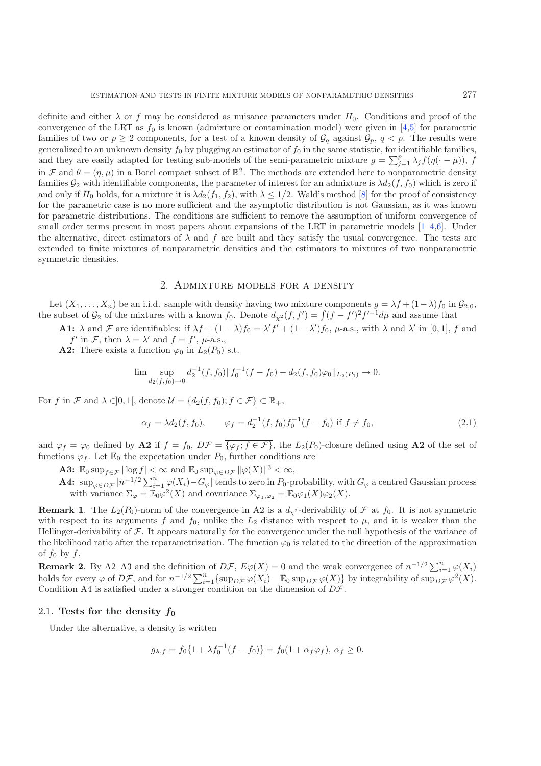definite and either $\lambda$ or $f$ may be considered as nuisance parameters under $H_0$. Conditions and proof of the convergence of the LRT as $f_0$ is known (admixture or contamination model) were given in [4,5] for parametric families of two or $p \geq 2$ components, for a test of a known density of $\mathcal{G}_q$ against $\mathcal{G}_p$, $q < p$. The results were generalized to an unknown density $f_0$ by plugging an estimator of $f_0$ in the same statistic, for identifiable families, and they are easily adapted for testing sub-models of the semi-parametric mixture $g = \sum_{j=1}^{p} \lambda_j f(\eta(\cdot - \mu))$, $f$ in $\mathcal{F}$ and $\theta = (\eta, \mu)$ in a Borel compact subset of $\mathbb{R}^2$. The methods are extended here to nonparametric density families $\mathcal{G}_2$ with identifiable components, the parameter of interest for an admixture is $\lambda d_2(f, f_0)$ which is zero if and only if $H_0$ holds, for a mixture it is $\lambda d_2(f_1, f_2)$, with $\lambda \leq 1/2$. Wald's method [8] for the proof of consistency for the parametric case is no more sufficient and the asymptotic distribution is not Gaussian, as it was known for parametric distributions. The conditions are sufficient to remove the assumption of uniform convergence of small order terms present in most papers about expansions of the LRT in parametric models [1–4,6]. Under the alternative, direct estimators of $\lambda$ and $f$ are built and they satisfy the usual convergence. The tests are extended to finite mixtures of nonparametric densities and the estimators to mixtures of two nonparametric symmetric densities.

## 2. Admixture models for a density

Let $(X_1, \ldots, X_n)$ be an i.i.d. sample with density having two mixture components $g = \lambda f + (1 - \lambda) f_0$ in $\mathcal{G}_{2,0}$, the subset of $\mathcal{G}_2$ of the mixtures with a known $f_0$. Denote $d_{\chi^2}(f, f') = \int (f - f')^2 f'^{-1} d\mu$ and assume that

**A1:** $\lambda$ and $\mathcal{F}$ are identifiables: if $\lambda f + (1 - \lambda) f_0 = \lambda' f' + (1 - \lambda') f_0$, $\mu$-a.s., with $\lambda$ and $\lambda'$ in $[0, 1]$, $f$ and $f'$ in $\mathcal{F}$, then $\lambda = \lambda'$ and $f = f'$, $\mu$-a.s.,

**A2:** There exists a function $\varphi_0$ in $L_2(P_0)$ s.t.

$$\lim \sup_{d_2(f, f_0) \to 0} d_2^{-1}(f, f_0) \| f_0^{-1}(f - f_0) - d_2(f, f_0)\varphi_0 \|_{L_2(P_0)} \to 0.$$

For $f$ in $\mathcal{F}$ and $\lambda \in ]0, 1[$, denote $\mathcal{U} = \{d_2(f, f_0); f \in \mathcal{F}\} \subset \mathbb{R}_+$,

$$\alpha_f = \lambda d_2(f, f_0), \qquad \varphi_f = d_2^{-1}(f, f_0) f_0^{-1}(f - f_0) \text{ if } f \neq f_0, \tag{2.1}$$

and $\varphi_f = \varphi_0$ defined by **A2** if $f = f_0$, $D\mathcal{F} = \overline{\{\varphi_f; f \in \mathcal{F}\}}$, the $L_2(P_0)$-closure defined using **A2** of the set of functions $\varphi_f$. Let $\mathbb{E}_0$ the expectation under $P_0$, further conditions are

**A3:** $\mathbb{E}_0 \sup_{f \in \mathcal{F}} |\log f| < \infty$ and $\mathbb{E}_0 \sup_{\varphi \in D\mathcal{F}} \|\varphi(X)\|^3 < \infty$,

**A4:** $\sup_{\varphi \in D\mathcal{F}} |n^{-1/2} \sum_{i=1}^{n} \varphi(X_i) - G_\varphi|$ tends to zero in $P_0$-probability, with $G_\varphi$ a centred Gaussian process with variance $\Sigma_\varphi = \mathbb{E}_0 \varphi^2(X)$ and covariance $\Sigma_{\varphi_1, \varphi_2} = \mathbb{E}_0 \varphi_1(X) \varphi_2(X)$.

**Remark 1**. The $L_2(P_0)$-norm of the convergence in A2 is a $d_{\chi^2}$-derivability of $\mathcal{F}$ at $f_0$. It is not symmetric with respect to its arguments $f$ and $f_0$, unlike the $L_2$ distance with respect to $\mu$, and it is weaker than the Hellinger-derivability of $\mathcal{F}$. It appears naturally for the convergence under the null hypothesis of the variance of the likelihood ratio after the reparametrization. The function $\varphi_0$ is related to the direction of the approximation of $f_0$ by $f$.

**Remark 2**. By A2–A3 and the definition of $D\mathcal{F}$, $E\varphi(X) = 0$ and the weak convergence of $n^{-1/2} \sum_{i=1}^{n} \varphi(X_i)$ holds for every $\varphi$ of $D\mathcal{F}$, and for $n^{-1/2} \sum_{i=1}^{n} \{\sup_{D\mathcal{F}} \varphi(X_i) - \mathbb{E}_0 \sup_{D\mathcal{F}} \varphi(X)\}$ by integrability of $\sup_{D\mathcal{F}} \varphi^2(X)$. Condition A4 is satisfied under a stronger condition on the dimension of $D\mathcal{F}$.

### 2.1. Tests for the density $f_0$

Under the alternative, a density is written

$$g_{\lambda, f} = f_0\{1 + \lambda f_0^{-1}(f - f_0)\} = f_0(1 + \alpha_f \varphi_f),\ \alpha_f \geq 0.$$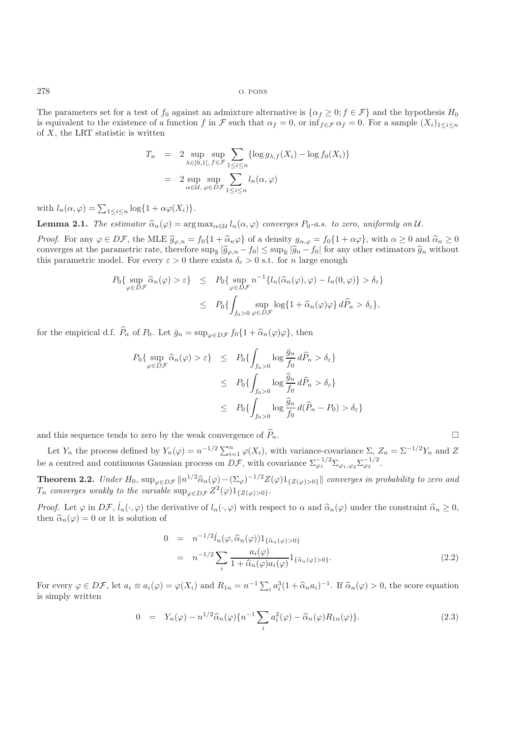The parameters set for a test of $f_0$ against an admixture alternative is $\{\alpha_f \geq 0; f \in \mathcal{F}\}$ and the hypothesis $H_0$ is equivalent to the existence of a function $f$ in $\mathcal{F}$ such that $\alpha_f = 0$, or $\inf_{f\in\mathcal{F}} \alpha_f = 0$. For a sample $(X_i)_{1\leq i\leq n}$ of $X$, the LRT statistic is written

$$
\begin{aligned}
T_n &= 2 \sup_{\lambda\in]0,1[,\, f\in\mathcal{F}} \sup \sum_{1\leq i\leq n} \{\log g_{\lambda,f}(X_i) - \log f_0(X_i)\} \\
&= 2 \sup_{\alpha\in\mathcal{U},\, \varphi\in D\mathcal{F}} \sup \sum_{1\leq i\leq n} l_n(\alpha, \varphi)
\end{aligned}
$$

with $l_n(\alpha, \varphi) = \sum_{1\leq i\leq n} \log\{1 + \alpha\varphi(X_i)\}$.

**Lemma 2.1.** *The estimator $\widehat{\alpha}_n(\varphi) = \arg\max_{\alpha\in\mathcal{U}} l_n(\alpha, \varphi)$ converges $P_0$-a.s. to zero, uniformly on $\mathcal{U}$.*

*Proof.* For any $\varphi \in D\mathcal{F}$, the MLE $\widehat{g}_{\varphi,n} = f_0\{1 + \widehat{\alpha}_n\varphi\}$ of a density $g_{\alpha,\varphi} = f_0\{1 + \alpha\varphi\}$, with $\alpha \geq 0$ and $\widehat{\alpha}_n \geq 0$ converges at the parametric rate, therefore $\sup_{\mathbb{R}} |\widehat{g}_{\varphi,n} - f_0| \leq \sup_{\mathbb{R}} |\widehat{g}_n - f_0|$ for any other estimators $\widehat{g}_n$ without this parametric model. For every $\varepsilon > 0$ there exists $\delta_\varepsilon > 0$ s.t. for $n$ large enough

$$
\begin{aligned}
P_0\{\sup_{\varphi\in D\mathcal{F}} \widehat{\alpha}_n(\varphi) > \varepsilon\} &\leq P_0\{\sup_{\varphi\in D\mathcal{F}} n^{-1}\{l_n(\widehat{\alpha}_n(\varphi), \varphi) - l_n(0, \varphi)\} > \delta_\varepsilon\} \\
&\leq P_0\{\int_{f_0>0} \sup_{\varphi\in D\mathcal{F}} \log\{1 + \widehat{\alpha}_n(\varphi)\varphi\}\, d\widehat{P}_n > \delta_\varepsilon\},
\end{aligned}
$$

for the empirical d.f. $\widehat{P}_n$ of $P_0$. Let $\bar{g}_n = \sup_{\varphi\in D\mathcal{F}} f_0\{1 + \widehat{\alpha}_n(\varphi)\varphi\}$, then

$$
\begin{aligned}
P_0\{\sup_{\varphi\in D\mathcal{F}} \widehat{\alpha}_n(\varphi) > \varepsilon\} &\leq P_0\{\int_{f_0>0} \log\frac{\bar{g}_n}{f_0}\, d\widehat{P}_n > \delta_\varepsilon\} \\
&\leq P_0\{\int_{f_0>0} \log\frac{\widehat{g}_n}{f_0}\, d\widehat{P}_n > \delta_\varepsilon\} \\
&\leq P_0\{\int_{f_0>0} \log\frac{\widehat{g}_n}{f_0}\, d(\widehat{P}_n - P_0) > \delta_\varepsilon\}
\end{aligned}
$$

and this sequence tends to zero by the weak convergence of $\widehat{P}_n$. □

Let $Y_n$ the process defined by $Y_n(\varphi) = n^{-1/2}\sum_{i=1}^n \varphi(X_i)$, with variance-covariance $\Sigma$, $Z_n = \Sigma^{-1/2}Y_n$ and $Z$ be a centred and continuous Gaussian process on $D\mathcal{F}$, with covariance $\Sigma_{\varphi_1}^{-1/2}\Sigma_{\varphi_1,\varphi_2}\Sigma_{\varphi_2}^{-1/2}$.

**Theorem 2.2.** *Under $H_0$, $\sup_{\varphi\in D\mathcal{F}} \|n^{1/2}\widehat{\alpha}_n(\varphi) - (\Sigma_\varphi)^{-1/2}Z(\varphi)1_{\{Z(\varphi)>0\}}\|$ converges in probability to zero and $T_n$ converges weakly to the variable $\sup_{\varphi\in D\mathcal{F}} Z^2(\varphi)1_{\{Z(\varphi)>0\}}$.*

*Proof.* Let $\varphi$ in $D\mathcal{F}$, $\dot{l}_n(\cdot, \varphi)$ the derivative of $l_n(\cdot, \varphi)$ with respect to $\alpha$ and $\widehat{\alpha}_n(\varphi)$ under the constraint $\widehat{\alpha}_n \geq 0$, then $\widehat{\alpha}_n(\varphi) = 0$ or it is solution of

$$
\begin{aligned}
0 &= n^{-1/2}\dot{l}_n(\varphi, \widehat{\alpha}_n(\varphi))1_{\{\widehat{\alpha}_n(\varphi)>0\}} \\
&= n^{-1/2}\sum_i \frac{a_i(\varphi)}{1 + \widehat{\alpha}_n(\varphi)a_i(\varphi)} 1_{\{\widehat{\alpha}_n(\varphi)>0\}}. \qquad (2.2)
\end{aligned}
$$

For every $\varphi \in D\mathcal{F}$, let $a_i \equiv a_i(\varphi) = \varphi(X_i)$ and $R_{1n} = n^{-1}\sum_i a_i^3(1 + \widehat{\alpha}_n a_i)^{-1}$. If $\widehat{\alpha}_n(\varphi) > 0$, the score equation is simply written

$$
0 = Y_n(\varphi) - n^{1/2}\widehat{\alpha}_n(\varphi)\{n^{-1}\sum_i a_i^2(\varphi) - \widehat{\alpha}_n(\varphi)R_{1n}(\varphi)\}. \qquad (2.3)
$$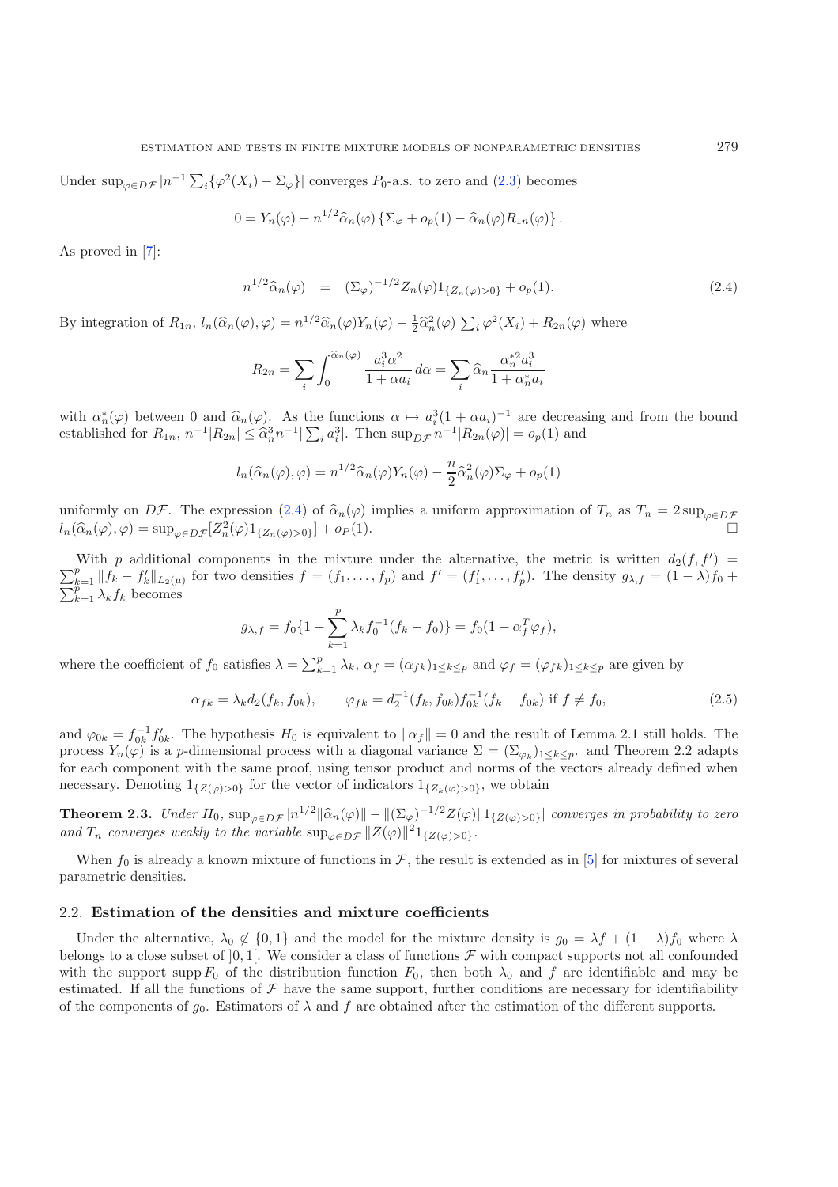Under $\sup_{\varphi\in D\mathcal{F}} |n^{-1}\sum_i\{\varphi^2(X_i) - \Sigma_\varphi\}|$ converges $P_0$-a.s. to zero and (2.3) becomes

$$0 = Y_n(\varphi) - n^{1/2}\widehat{\alpha}_n(\varphi)\left\{\Sigma_\varphi + o_p(1) - \widehat{\alpha}_n(\varphi)R_{1n}(\varphi)\right\}.$$

As proved in [7]:

$$n^{1/2}\widehat{\alpha}_n(\varphi) \;\;=\;\; (\Sigma_\varphi)^{-1/2}Z_n(\varphi)1_{\{Z_n(\varphi)>0\}} + o_p(1). \tag{2.4}$$

By integration of $R_{1n}$, $l_n(\widehat{\alpha}_n(\varphi),\varphi) = n^{1/2}\widehat{\alpha}_n(\varphi)Y_n(\varphi) - \frac{1}{2}\widehat{\alpha}_n^2(\varphi)\sum_i\varphi^2(X_i) + R_{2n}(\varphi)$ where

$$R_{2n} = \sum_i\int_0^{\widehat{\alpha}_n(\varphi)} \frac{a_i^3\alpha^2}{1+\alpha a_i}\,d\alpha = \sum_i \widehat{\alpha}_n\frac{\alpha_n^{*2}a_i^3}{1+\alpha_n^* a_i}$$

with $\alpha_n^*(\varphi)$ between 0 and $\widehat{\alpha}_n(\varphi)$. As the functions $\alpha\mapsto a_i^3(1+\alpha a_i)^{-1}$ are decreasing and from the bound established for $R_{1n}$, $n^{-1}|R_{2n}| \le \widehat{\alpha}_n^3 n^{-1}|\sum_i a_i^3|$. Then $\sup_{D\mathcal{F}} n^{-1}|R_{2n}(\varphi)| = o_p(1)$ and

$$l_n(\widehat{\alpha}_n(\varphi),\varphi) = n^{1/2}\widehat{\alpha}_n(\varphi)Y_n(\varphi) - \frac{n}{2}\widehat{\alpha}_n^2(\varphi)\Sigma_\varphi + o_p(1)$$

uniformly on $D\mathcal{F}$. The expression (2.4) of $\widehat{\alpha}_n(\varphi)$ implies a uniform approximation of $T_n$ as $T_n = 2\sup_{\varphi\in D\mathcal{F}} l_n(\widehat{\alpha}_n(\varphi),\varphi) = \sup_{\varphi\in D\mathcal{F}}[Z_n^2(\varphi)1_{\{Z_n(\varphi)>0\}}] + o_P(1)$. □

With $p$ additional components in the mixture under the alternative, the metric is written $d_2(f,f') = \sum_{k=1}^p \|f_k - f_k'\|_{L_2(\mu)}$ for two densities $f = (f_1,\ldots,f_p)$ and $f' = (f_1',\ldots,f_p')$. The density $g_{\lambda,f} = (1-\lambda)f_0 + \sum_{k=1}^p \lambda_k f_k$ becomes

$$g_{\lambda,f} = f_0\{1 + \sum_{k=1}^p \lambda_k f_0^{-1}(f_k - f_0)\} = f_0(1+\alpha_f^T\varphi_f),$$

where the coefficient of $f_0$ satisfies $\lambda = \sum_{k=1}^p \lambda_k$, $\alpha_f = (\alpha_{fk})_{1\le k\le p}$ and $\varphi_f = (\varphi_{fk})_{1\le k\le p}$ are given by

$$\alpha_{fk} = \lambda_k d_2(f_k, f_{0k}), \qquad \varphi_{fk} = d_2^{-1}(f_k,f_{0k})f_{0k}^{-1}(f_k - f_{0k}) \text{ if } f\neq f_0, \tag{2.5}$$

and $\varphi_{0k} = f_{0k}^{-1}f_{0k}'$. The hypothesis $H_0$ is equivalent to $\|\alpha_f\| = 0$ and the result of Lemma 2.1 still holds. The process $Y_n(\varphi)$ is a $p$-dimensional process with a diagonal variance $\Sigma = (\Sigma_{\varphi_k})_{1\le k\le p}$. and Theorem 2.2 adapts for each component with the same proof, using tensor product and norms of the vectors already defined when necessary. Denoting $1_{\{Z(\varphi)>0\}}$ for the vector of indicators $1_{\{Z_k(\varphi)>0\}}$, we obtain

**Theorem 2.3.** *Under $H_0$, $\sup_{\varphi\in D\mathcal{F}} |n^{1/2}\|\widehat{\alpha}_n(\varphi)\| - \|(\Sigma_\varphi)^{-1/2}Z(\varphi)\|1_{\{Z(\varphi)>0\}}|$ converges in probability to zero and $T_n$ converges weakly to the variable $\sup_{\varphi\in D\mathcal{F}}\|Z(\varphi)\|^2 1_{\{Z(\varphi)>0\}}$.*

When $f_0$ is already a known mixture of functions in $\mathcal{F}$, the result is extended as in [5] for mixtures of several parametric densities.

### 2.2. Estimation of the densities and mixture coefficients

Under the alternative, $\lambda_0 \notin \{0,1\}$ and the model for the mixture density is $g_0 = \lambda f + (1-\lambda)f_0$ where $\lambda$ belongs to a close subset of $]0,1[$. We consider a class of functions $\mathcal{F}$ with compact supports not all confounded with the support $\operatorname{supp} F_0$ of the distribution function $F_0$, then both $\lambda_0$ and $f$ are identifiable and may be estimated. If all the functions of $\mathcal{F}$ have the same support, further conditions are necessary for identifiability of the components of $g_0$. Estimators of $\lambda$ and $f$ are obtained after the estimation of the different supports.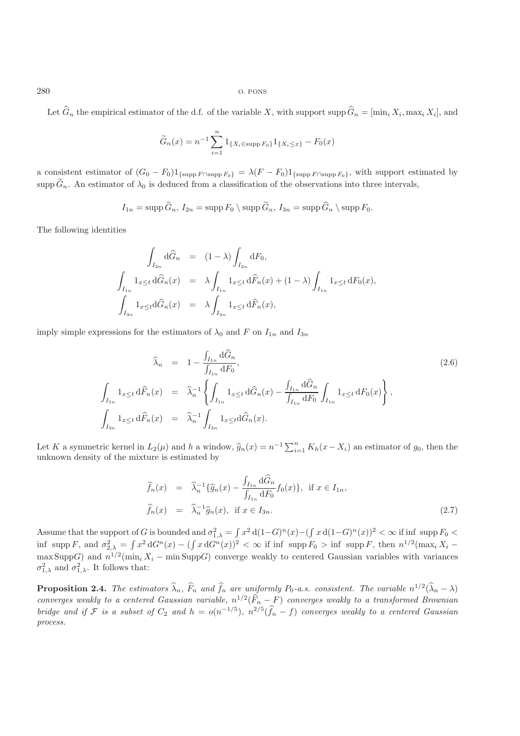Let $\widehat{G}_n$ the empirical estimator of the d.f. of the variable $X$, with support $\operatorname{supp} \widehat{G}_n = [\min_i X_i, \max_i X_i]$, and

$$\widetilde{G}_n(x) = n^{-1} \sum_{i=1}^{n} 1_{\{X_i \in \operatorname{supp} F_0\}} 1_{\{X_i \le x\}} - F_0(x)$$

a consistent estimator of $(G_0 - F_0)1_{\{\operatorname{supp} F \cap \operatorname{supp} F_0\}} = \lambda(F - F_0)1_{\{\operatorname{supp} F \cap \operatorname{supp} F_0\}}$, with support estimated by $\operatorname{supp} \widetilde{G}_n$. An estimator of $\lambda_0$ is deduced from a classification of the observations into three intervals,

$$I_{1n} = \operatorname{supp} \widetilde{G}_n,\ I_{2n} = \operatorname{supp} F_0 \setminus \operatorname{supp} \widetilde{G}_n,\ I_{3n} = \operatorname{supp} \widehat{G}_n \setminus \operatorname{supp} F_0.$$

The following identities

$$\begin{aligned}
\int_{I_{2n}} \mathrm{d}\widehat{G}_n &= (1-\lambda) \int_{I_{2n}} \mathrm{d}F_0, \\
\int_{I_{1n}} 1_{x \le t} \, \mathrm{d}\widehat{G}_n(x) &= \lambda \int_{I_{1n}} 1_{x \le t} \, \mathrm{d}\widehat{F}_n(x) + (1-\lambda) \int_{I_{1n}} 1_{x \le t} \, \mathrm{d}F_0(x), \\
\int_{I_{3n}} 1_{x \le t} \mathrm{d}\widehat{G}_n(x) &= \lambda \int_{I_{3n}} 1_{x \le t} \, \mathrm{d}\widehat{F}_n(x),
\end{aligned}$$

imply simple expressions for the estimators of $\lambda_0$ and $F$ on $I_{1n}$ and $I_{3n}$

$$\begin{aligned}
\widehat{\lambda}_n &= 1 - \frac{\int_{I_{1n}} \mathrm{d}\widehat{G}_n}{\int_{I_{1n}} \mathrm{d}F_0}, \qquad (2.6)\\
\int_{I_{1n}} 1_{x \le t} \, \mathrm{d}\widehat{F}_n(x) &= \widehat{\lambda}_n^{-1} \left\{ \int_{I_{1n}} 1_{x \le t} \, \mathrm{d}\widehat{G}_n(x) - \frac{\int_{I_{1n}} \mathrm{d}\widehat{G}_n}{\int_{I_{1n}} \mathrm{d}F_0} \int_{I_{1n}} 1_{x \le t} \, \mathrm{d}F_0(x) \right\}, \\
\int_{I_{3n}} 1_{x \le t} \, \mathrm{d}\widehat{F}_n(x) &= \widehat{\lambda}_n^{-1} \int_{I_{3n}} 1_{x \le t} \mathrm{d}\widehat{G}_n(x).
\end{aligned}$$

Let $K$ a symmetric kernel in $L_2(\mu)$ and $h$ a window, $\widehat{g}_n(x) = n^{-1} \sum_{i=1}^{n} K_h(x - X_i)$ an estimator of $g_0$, then the unknown density of the mixture is estimated by

$$\begin{aligned}
\widehat{f}_n(x) &= \widehat{\lambda}_n^{-1} \{\widehat{g}_n(x) - \frac{\int_{I_{1n}} \mathrm{d}\widehat{G}_n}{\int_{I_{1n}} \mathrm{d}F_0} f_0(x)\}, \ \text{ if } x \in I_{1n}, \\
\widehat{f}_n(x) &= \widehat{\lambda}_n^{-1} \widehat{g}_n(x), \ \text{ if } x \in I_{3n}. \qquad (2.7)
\end{aligned}$$

Assume that the support of $G$ is bounded and $\sigma_{1,\lambda}^2 = \int x^2 \, \mathrm{d}(1-G)^n(x) - (\int x \, \mathrm{d}(1-G)^n(x))^2 < \infty$ if $\inf\ \operatorname{supp} F_0 < \inf\ \operatorname{supp} F$, and $\sigma_{2,\lambda}^2 = \int x^2 \, \mathrm{d}G^n(x) - (\int x \, \mathrm{d}G^n(x))^2 < \infty$ if $\inf\ \operatorname{supp} F_0 > \inf\ \operatorname{supp} F$, then $n^{1/2}(\max_i X_i - \max \operatorname{Supp} G)$ and $n^{1/2}(\min_i X_i - \min \operatorname{Supp} G)$ converge weakly to centered Gaussian variables with variances $\sigma_{1,\lambda}^2$ and $\sigma_{1,\lambda}^2$. It follows that:

**Proposition 2.4.** *The estimators $\widehat{\lambda}_n$, $\widehat{F}_n$ and $\widehat{f}_n$ are uniformly $P_0$-a.s. consistent. The variable $n^{1/2}(\widehat{\lambda}_n - \lambda)$ converges weakly to a centered Gaussian variable, $n^{1/2}(\widehat{F}_n - F)$ converges weakly to a transformed Brownian bridge and if $\mathcal{F}$ is a subset of $C_2$ and $h = o(n^{-1/5})$, $n^{2/5}(\widehat{f}_n - f)$ converges weakly to a centered Gaussian process.*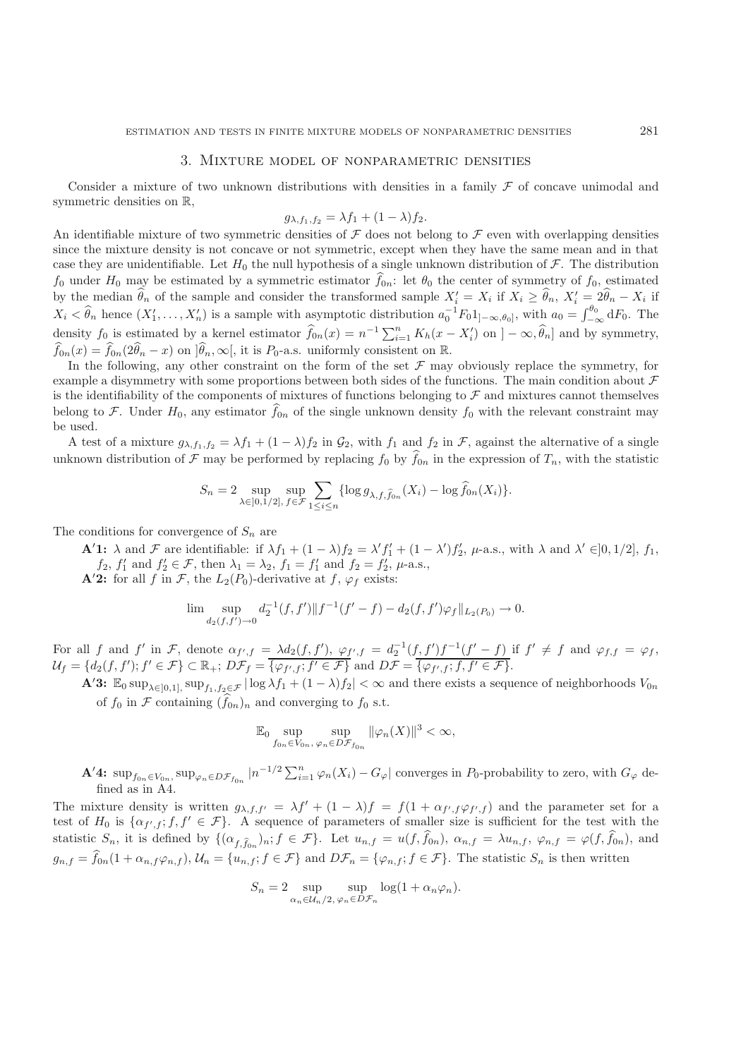## 3. Mixture model of nonparametric densities

Consider a mixture of two unknown distributions with densities in a family $\mathcal{F}$ of concave unimodal and symmetric densities on $\mathbb{R}$,

$$g_{\lambda,f_1,f_2} = \lambda f_1 + (1-\lambda) f_2.$$

An identifiable mixture of two symmetric densities of $\mathcal{F}$ does not belong to $\mathcal{F}$ even with overlapping densities since the mixture density is not concave or not symmetric, except when they have the same mean and in that case they are unidentifiable. Let $H_0$ the null hypothesis of a single unknown distribution of $\mathcal{F}$. The distribution $f_0$ under $H_0$ may be estimated by a symmetric estimator $\widehat{f}_{0n}$: let $\theta_0$ the center of symmetry of $f_0$, estimated by the median $\widehat{\theta}_n$ of the sample and consider the transformed sample $X_i' = X_i$ if $X_i \geq \widehat{\theta}_n$, $X_i' = 2\widehat{\theta}_n - X_i$ if $X_i < \widehat{\theta}_n$ hence $(X_1', \ldots, X_n')$ is a sample with asymptotic distribution $a_0^{-1} F_0 1_{]-\infty,\theta_0]}$, with $a_0 = \int_{-\infty}^{\theta_0} \mathrm{d}F_0$. The density $f_0$ is estimated by a kernel estimator $\widehat{f}_{0n}(x) = n^{-1}\sum_{i=1}^n K_h(x - X_i')$ on $]-\infty, \widehat{\theta}_n]$ and by symmetry, $\widehat{f}_{0n}(x) = \widehat{f}_{0n}(2\widehat{\theta}_n - x)$ on $]\widehat{\theta}_n, \infty[$, it is $P_0$-a.s. uniformly consistent on $\mathbb{R}$.

In the following, any other constraint on the form of the set $\mathcal{F}$ may obviously replace the symmetry, for example a disymmetry with some proportions between both sides of the functions. The main condition about $\mathcal{F}$ is the identifiability of the components of mixtures of functions belonging to $\mathcal{F}$ and mixtures cannot themselves belong to $\mathcal{F}$. Under $H_0$, any estimator $\widehat{f}_{0n}$ of the single unknown density $f_0$ with the relevant constraint may be used.

A test of a mixture $g_{\lambda,f_1,f_2} = \lambda f_1 + (1-\lambda) f_2$ in $\mathcal{G}_2$, with $f_1$ and $f_2$ in $\mathcal{F}$, against the alternative of a single unknown distribution of $\mathcal{F}$ may be performed by replacing $f_0$ by $\widehat{f}_{0n}$ in the expression of $T_n$, with the statistic

$$S_n = 2 \sup_{\lambda\in]0,1/2],\, f\in\mathcal{F}} \sup \sum_{1\leq i\leq n} \{\log g_{\lambda,f,\widehat{f}_{0n}}(X_i) - \log \widehat{f}_{0n}(X_i)\}.$$

The conditions for convergence of $S_n$ are

**A′1:** $\lambda$ and $\mathcal{F}$ are identifiable: if $\lambda f_1 + (1-\lambda) f_2 = \lambda' f_1' + (1-\lambda') f_2'$, $\mu$-a.s., with $\lambda$ and $\lambda' \in ]0,1/2]$, $f_1$, $f_2$, $f_1'$ and $f_2' \in \mathcal{F}$, then $\lambda_1 = \lambda_2$, $f_1 = f_1'$ and $f_2 = f_2'$, $\mu$-a.s.,

**A′2:** for all $f$ in $\mathcal{F}$, the $L_2(P_0)$-derivative at $f$, $\varphi_f$ exists:

$$\lim_{d_2(f,f')\to 0} \sup d_2^{-1}(f,f') \| f^{-1}(f'-f) - d_2(f,f')\varphi_f \|_{L_2(P_0)} \to 0.$$

For all $f$ and $f'$ in $\mathcal{F}$, denote $\alpha_{f',f} = \lambda d_2(f,f')$, $\varphi_{f',f} = d_2^{-1}(f,f') f^{-1}(f'-f)$ if $f' \neq f$ and $\varphi_{f,f} = \varphi_f$, $\mathcal{U}_f = \{d_2(f,f'); f' \in \mathcal{F}\} \subset \mathbb{R}_+$; $D\mathcal{F}_f = \overline{\{\varphi_{f',f}; f' \in \mathcal{F}\}}$ and $D\mathcal{F} = \overline{\{\varphi_{f',f}; f, f' \in \mathcal{F}\}}$.

**A′3:** $\mathbb{E}_0 \sup_{\lambda\in]0,1]} \sup_{f_1,f_2\in\mathcal{F}} |\log \lambda f_1 + (1-\lambda) f_2| < \infty$ and there exists a sequence of neighborhoods $V_{0n}$ of $f_0$ in $\mathcal{F}$ containing $(\widehat{f}_{0n})_n$ and converging to $f_0$ s.t.

$$\mathbb{E}_0 \sup_{f_{0n}\in V_{0n},} \sup_{\varphi_n \in D\mathcal{F}_{f_{0n}}} \|\varphi_n(X)\|^3 < \infty,$$

**A′4:** $\sup_{f_{0n}\in V_{0n}} \sup_{\varphi_n\in D\mathcal{F}_{f_{0n}}} |n^{-1/2}\sum_{i=1}^n \varphi_n(X_i) - G_\varphi|$ converges in $P_0$-probability to zero, with $G_\varphi$ defined as in A4.

The mixture density is written $g_{\lambda,f,f'} = \lambda f' + (1-\lambda) f = f(1 + \alpha_{f',f}\varphi_{f',f})$ and the parameter set for a test of $H_0$ is $\{\alpha_{f',f}; f, f' \in \mathcal{F}\}$. A sequence of parameters of smaller size is sufficient for the test with the statistic $S_n$, it is defined by $\{(\alpha_{f,\widehat{f}_{0n}})_n; f \in \mathcal{F}\}$. Let $u_{n,f} = u(f, \widehat{f}_{0n})$, $\alpha_{n,f} = \lambda u_{n,f}$, $\varphi_{n,f} = \varphi(f, \widehat{f}_{0n})$, and $g_{n,f} = \widehat{f}_{0n}(1 + \alpha_{n,f}\varphi_{n,f})$, $\mathcal{U}_n = \{u_{n,f}; f \in \mathcal{F}\}$ and $D\mathcal{F}_n = \{\varphi_{n,f}; f \in \mathcal{F}\}$. The statistic $S_n$ is then written

$$S_n = 2 \sup_{\alpha_n\in\mathcal{U}_n/2,} \sup_{\varphi_n\in D\mathcal{F}_n} \log(1 + \alpha_n\varphi_n).$$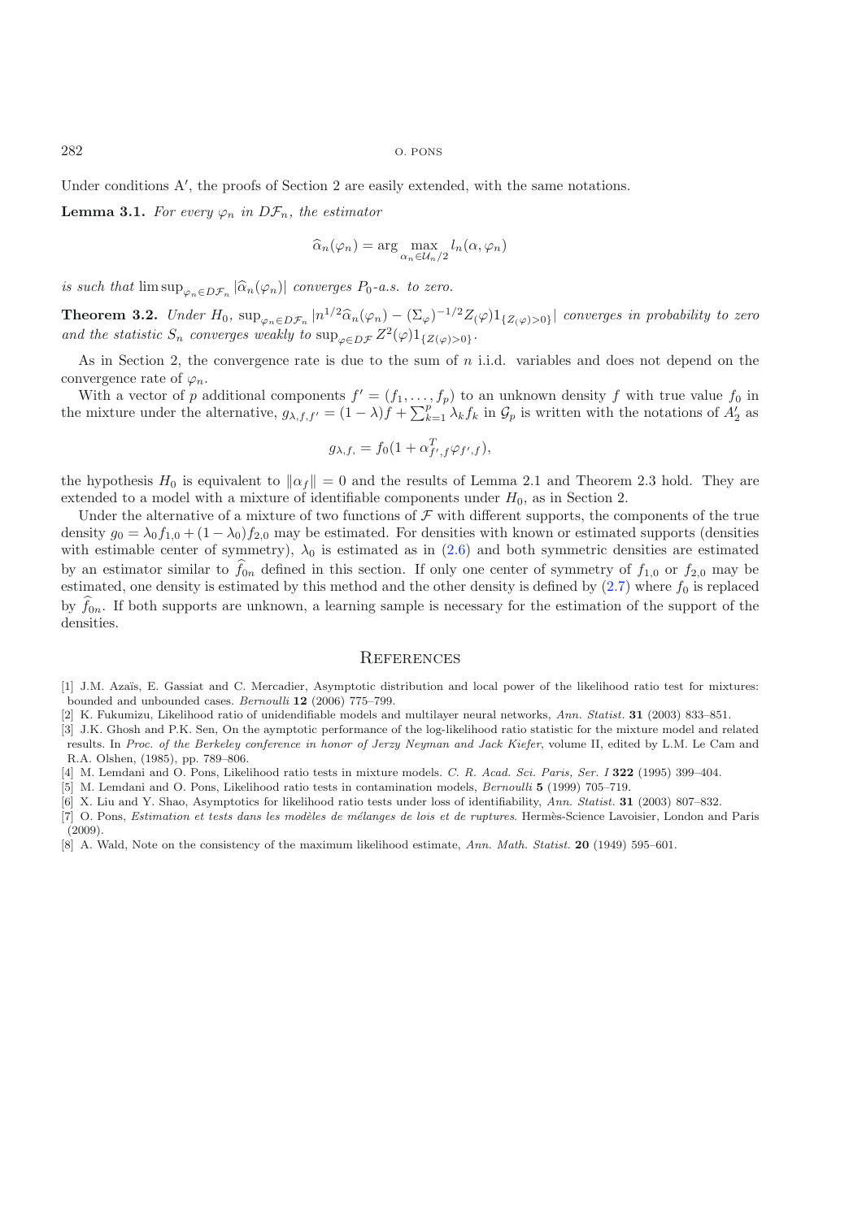Under conditions A′, the proofs of Section 2 are easily extended, with the same notations.

**Lemma 3.1.** *For every $\varphi_n$ in $D\mathcal{F}_n$, the estimator*

$$\widehat{\alpha}_n(\varphi_n) = \arg \max_{\alpha_n \in \mathcal{U}_n/2} l_n(\alpha, \varphi_n)$$

*is such that* $\limsup_{\varphi_n \in D\mathcal{F}_n} |\widehat{\alpha}_n(\varphi_n)|$ *converges $P_0$-a.s. to zero.*

**Theorem 3.2.** *Under $H_0$,* $\sup_{\varphi_n \in D\mathcal{F}_n} |n^{1/2}\widehat{\alpha}_n(\varphi_n) - (\Sigma_\varphi)^{-1/2} Z_(\varphi) 1_{\{Z_(\varphi)>0\}}|$ *converges in probability to zero and the statistic $S_n$ converges weakly to* $\sup_{\varphi \in D\mathcal{F}} Z^2(\varphi) 1_{\{Z(\varphi)>0\}}$.

As in Section 2, the convergence rate is due to the sum of $n$ i.i.d. variables and does not depend on the convergence rate of $\varphi_n$.

With a vector of $p$ additional components $f' = (f_1, \ldots, f_p)$ to an unknown density $f$ with true value $f_0$ in the mixture under the alternative, $g_{\lambda,f,f'} = (1-\lambda)f + \sum_{k=1}^{p} \lambda_k f_k$ in $\mathcal{G}_p$ is written with the notations of $A_2'$ as

$$g_{\lambda,f,} = f_0(1 + \alpha_{f',f}^T \varphi_{f',f}),$$

the hypothesis $H_0$ is equivalent to $\|\alpha_f\| = 0$ and the results of Lemma 2.1 and Theorem 2.3 hold. They are extended to a model with a mixture of identifiable components under $H_0$, as in Section 2.

Under the alternative of a mixture of two functions of $\mathcal{F}$ with different supports, the components of the true density $g_0 = \lambda_0 f_{1,0} + (1-\lambda_0) f_{2,0}$ may be estimated. For densities with known or estimated supports (densities with estimable center of symmetry), $\lambda_0$ is estimated as in (2.6) and both symmetric densities are estimated by an estimator similar to $\widehat{f}_{0n}$ defined in this section. If only one center of symmetry of $f_{1,0}$ or $f_{2,0}$ may be estimated, one density is estimated by this method and the other density is defined by (2.7) where $f_0$ is replaced by $\widehat{f}_{0n}$. If both supports are unknown, a learning sample is necessary for the estimation of the support of the densities.

## References

[1] J.M. Azaïs, E. Gassiat and C. Mercadier, Asymptotic distribution and local power of the likelihood ratio test for mixtures: bounded and unbounded cases. *Bernoulli* **12** (2006) 775–799.

[2] K. Fukumizu, Likelihood ratio of unidendifiable models and multilayer neural networks, *Ann. Statist.* **31** (2003) 833–851.

[3] J.K. Ghosh and P.K. Sen, On the aymptotic performance of the log-likelihood ratio statistic for the mixture model and related results. In *Proc. of the Berkeley conference in honor of Jerzy Neyman and Jack Kiefer*, volume II, edited by L.M. Le Cam and R.A. Olshen, (1985), pp. 789–806.

[4] M. Lemdani and O. Pons, Likelihood ratio tests in mixture models. *C. R. Acad. Sci. Paris, Ser. I* **322** (1995) 399–404.

[5] M. Lemdani and O. Pons, Likelihood ratio tests in contamination models, *Bernoulli* **5** (1999) 705–719.

[6] X. Liu and Y. Shao, Asymptotics for likelihood ratio tests under loss of identifiability, *Ann. Statist.* **31** (2003) 807–832.

[7] O. Pons, *Estimation et tests dans les modèles de mélanges de lois et de ruptures*. Hermès-Science Lavoisier, London and Paris (2009).

[8] A. Wald, Note on the consistency of the maximum likelihood estimate, *Ann. Math. Statist.* **20** (1949) 595–601.